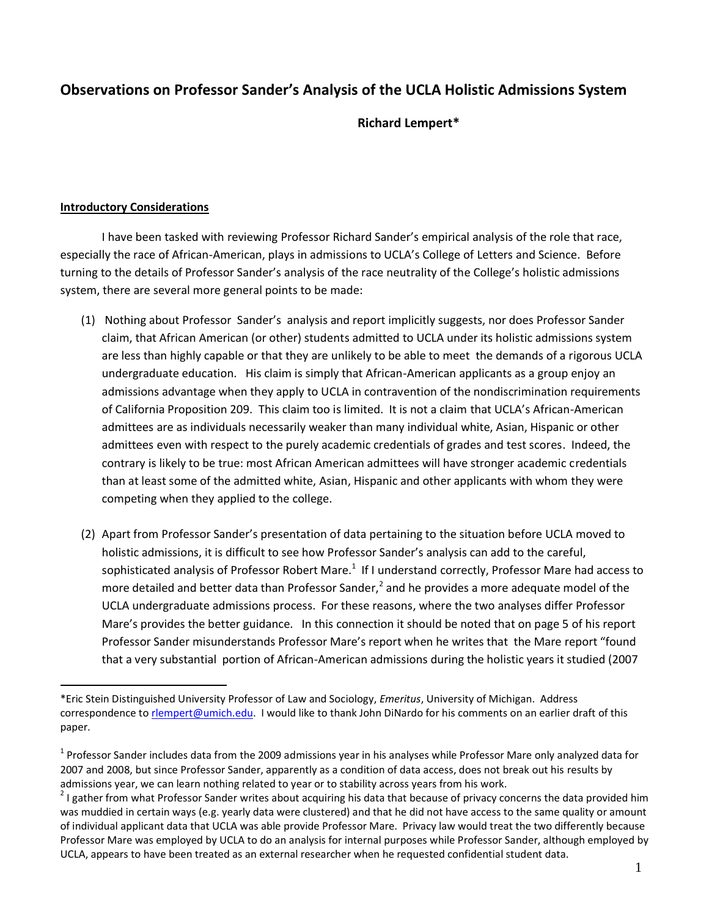# Observations on Professor Sander's Analysis of the UCLA Holistic Admissions System

**Richard Lempert***

**Introductory Considerations**

I have been tasked with reviewing Professor Richard Sander's empirical analysis of the role that race, especially the race of African-American, plays in admissions to UCLA's College of Letters and Science. Before turning to the details of Professor Sander's analysis of the race neutrality of the College's holistic admissions system, there are several more general points to be made:

(1) Nothing about Professor Sander's analysis and report implicitly suggests, nor does Professor Sander claim, that African American (or other) students admitted to UCLA under its holistic admissions system are less than highly capable or that they are unlikely to be able to meet the demands of a rigorous UCLA undergraduate education. His claim is simply that African-American applicants as a group enjoy an admissions advantage when they apply to UCLA in contravention of the nondiscrimination requirements of California Proposition 209. This claim too is limited. It is not a claim that UCLA's African-American admittees are as individuals necessarily weaker than many individual white, Asian, Hispanic or other admittees even with respect to the purely academic credentials of grades and test scores. Indeed, the contrary is likely to be true: most African American admittees will have stronger academic credentials than at least some of the admitted white, Asian, Hispanic and other applicants with whom they were competing when they applied to the college.

(2) Apart from Professor Sander's presentation of data pertaining to the situation before UCLA moved to holistic admissions, it is difficult to see how Professor Sander's analysis can add to the careful, sophisticated analysis of Professor Robert Mare.[1] If I understand correctly, Professor Mare had access to more detailed and better data than Professor Sander,[2] and he provides a more adequate model of the UCLA undergraduate admissions process. For these reasons, where the two analyses differ Professor Mare's provides the better guidance. In this connection it should be noted that on page 5 of his report Professor Sander misunderstands Professor Mare's report when he writes that the Mare report "found that a very substantial portion of African-American admissions during the holistic years it studied (2007

---

*Eric Stein Distinguished University Professor of Law and Sociology, *Emeritus*, University of Michigan. Address correspondence to rlempert@umich.edu. I would like to thank John DiNardo for his comments on an earlier draft of this paper.

[1] Professor Sander includes data from the 2009 admissions year in his analyses while Professor Mare only analyzed data for 2007 and 2008, but since Professor Sander, apparently as a condition of data access, does not break out his results by admissions year, we can learn nothing related to year or to stability across years from his work.

[2] I gather from what Professor Sander writes about acquiring his data that because of privacy concerns the data provided him was muddied in certain ways (e.g. yearly data were clustered) and that he did not have access to the same quality or amount of individual applicant data that UCLA was able provide Professor Mare. Privacy law would treat the two differently because Professor Mare was employed by UCLA to do an analysis for internal purposes while Professor Sander, although employed by UCLA, appears to have been treated as an external researcher when he requested confidential student data.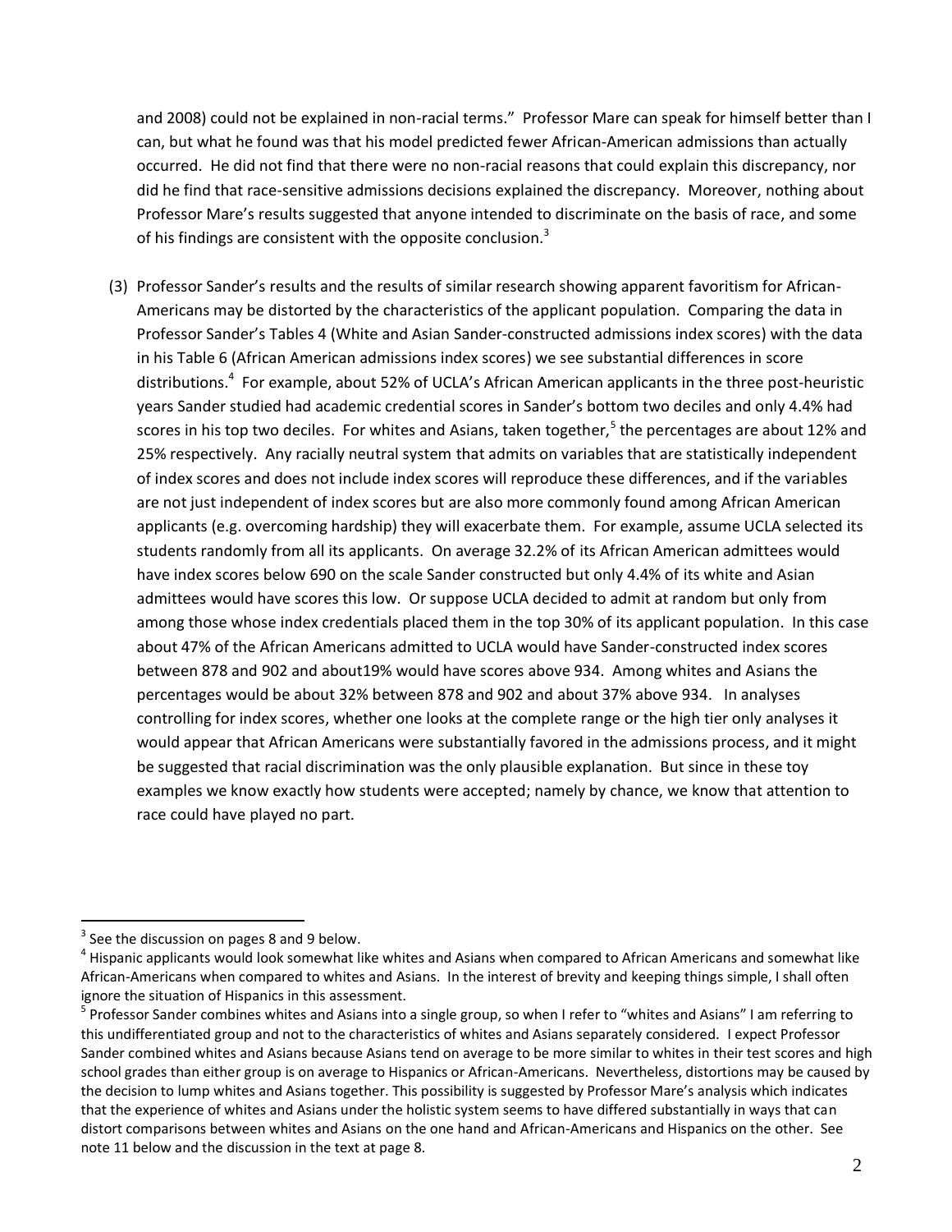and 2008) could not be explained in non-racial terms." Professor Mare can speak for himself better than I can, but what he found was that his model predicted fewer African-American admissions than actually occurred. He did not find that there were no non-racial reasons that could explain this discrepancy, nor did he find that race-sensitive admissions decisions explained the discrepancy. Moreover, nothing about Professor Mare's results suggested that anyone intended to discriminate on the basis of race, and some of his findings are consistent with the opposite conclusion.[3]

(3) Professor Sander's results and the results of similar research showing apparent favoritism for African-Americans may be distorted by the characteristics of the applicant population. Comparing the data in Professor Sander's Tables 4 (White and Asian Sander-constructed admissions index scores) with the data in his Table 6 (African American admissions index scores) we see substantial differences in score distributions.[4] For example, about 52% of UCLA's African American applicants in the three post-heuristic years Sander studied had academic credential scores in Sander's bottom two deciles and only 4.4% had scores in his top two deciles. For whites and Asians, taken together,[5] the percentages are about 12% and 25% respectively. Any racially neutral system that admits on variables that are statistically independent of index scores and does not include index scores will reproduce these differences, and if the variables are not just independent of index scores but are also more commonly found among African American applicants (e.g. overcoming hardship) they will exacerbate them. For example, assume UCLA selected its students randomly from all its applicants. On average 32.2% of its African American admittees would have index scores below 690 on the scale Sander constructed but only 4.4% of its white and Asian admittees would have scores this low. Or suppose UCLA decided to admit at random but only from among those whose index credentials placed them in the top 30% of its applicant population. In this case about 47% of the African Americans admitted to UCLA would have Sander-constructed index scores between 878 and 902 and about19% would have scores above 934. Among whites and Asians the percentages would be about 32% between 878 and 902 and about 37% above 934. In analyses controlling for index scores, whether one looks at the complete range or the high tier only analyses it would appear that African Americans were substantially favored in the admissions process, and it might be suggested that racial discrimination was the only plausible explanation. But since in these toy examples we know exactly how students were accepted; namely by chance, we know that attention to race could have played no part.

---

[3] See the discussion on pages 8 and 9 below.

[4] Hispanic applicants would look somewhat like whites and Asians when compared to African Americans and somewhat like African-Americans when compared to whites and Asians. In the interest of brevity and keeping things simple, I shall often ignore the situation of Hispanics in this assessment.

[5] Professor Sander combines whites and Asians into a single group, so when I refer to "whites and Asians" I am referring to this undifferentiated group and not to the characteristics of whites and Asians separately considered. I expect Professor Sander combined whites and Asians because Asians tend on average to be more similar to whites in their test scores and high school grades than either group is on average to Hispanics or African-Americans. Nevertheless, distortions may be caused by the decision to lump whites and Asians together. This possibility is suggested by Professor Mare's analysis which indicates that the experience of whites and Asians under the holistic system seems to have differed substantially in ways that can distort comparisons between whites and Asians on the one hand and African-Americans and Hispanics on the other. See note 11 below and the discussion in the text at page 8.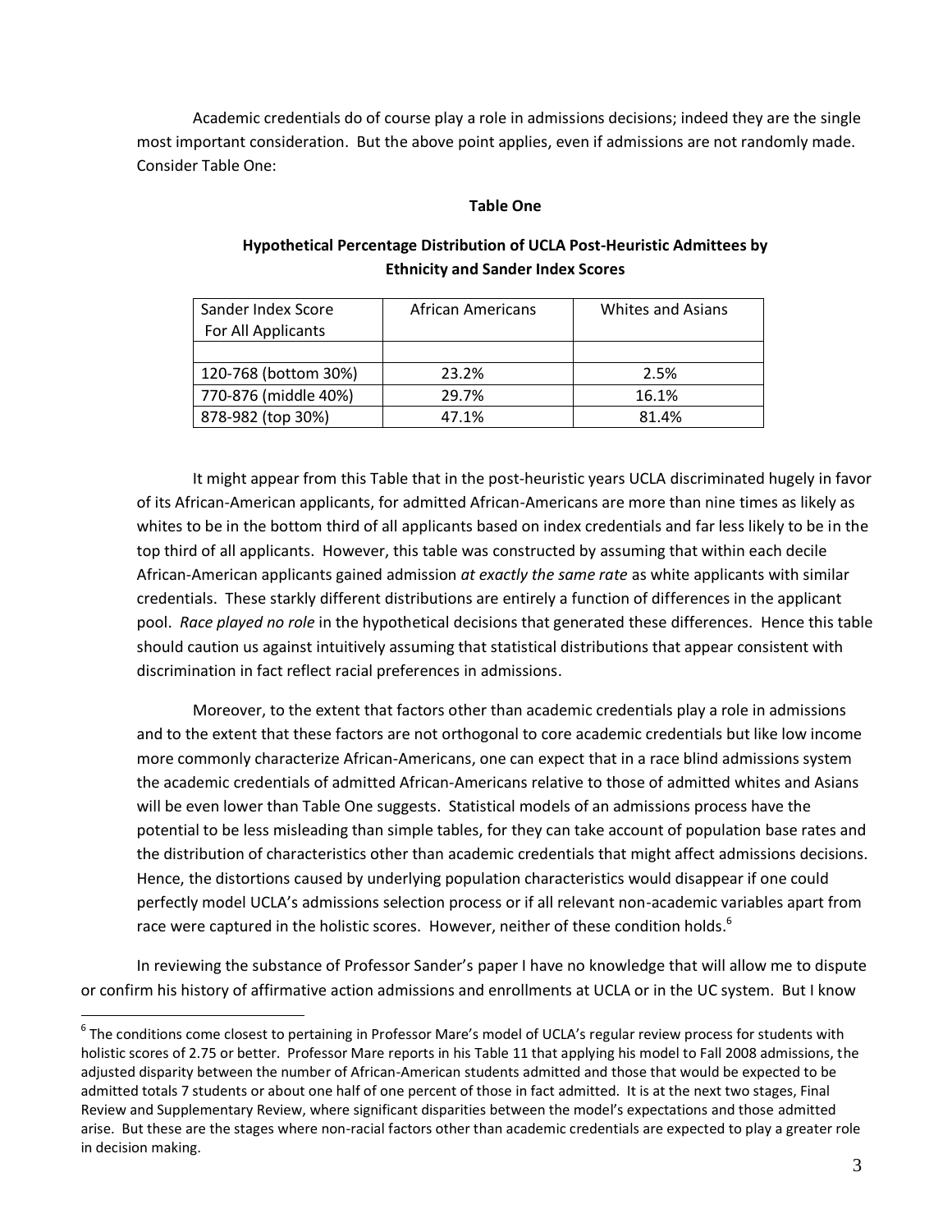Academic credentials do of course play a role in admissions decisions; indeed they are the single most important consideration. But the above point applies, even if admissions are not randomly made. Consider Table One:

**Table One**

**Hypothetical Percentage Distribution of UCLA Post-Heuristic Admittees by Ethnicity and Sander Index Scores**

| Sander Index Score For All Applicants | African Americans | Whites and Asians |
|---|---|---|
| | | |
| 120-768 (bottom 30%) | 23.2% | 2.5% |
| 770-876 (middle 40%) | 29.7% | 16.1% |
| 878-982 (top 30%) | 47.1% | 81.4% |

It might appear from this Table that in the post-heuristic years UCLA discriminated hugely in favor of its African-American applicants, for admitted African-Americans are more than nine times as likely as whites to be in the bottom third of all applicants based on index credentials and far less likely to be in the top third of all applicants. However, this table was constructed by assuming that within each decile African-American applicants gained admission *at exactly the same rate* as white applicants with similar credentials. These starkly different distributions are entirely a function of differences in the applicant pool. *Race played no role* in the hypothetical decisions that generated these differences. Hence this table should caution us against intuitively assuming that statistical distributions that appear consistent with discrimination in fact reflect racial preferences in admissions.

Moreover, to the extent that factors other than academic credentials play a role in admissions and to the extent that these factors are not orthogonal to core academic credentials but like low income more commonly characterize African-Americans, one can expect that in a race blind admissions system the academic credentials of admitted African-Americans relative to those of admitted whites and Asians will be even lower than Table One suggests. Statistical models of an admissions process have the potential to be less misleading than simple tables, for they can take account of population base rates and the distribution of characteristics other than academic credentials that might affect admissions decisions. Hence, the distortions caused by underlying population characteristics would disappear if one could perfectly model UCLA's admissions selection process or if all relevant non-academic variables apart from race were captured in the holistic scores. However, neither of these condition holds.[6]

In reviewing the substance of Professor Sander's paper I have no knowledge that will allow me to dispute or confirm his history of affirmative action admissions and enrollments at UCLA or in the UC system. But I know

---

[6] The conditions come closest to pertaining in Professor Mare's model of UCLA's regular review process for students with holistic scores of 2.75 or better. Professor Mare reports in his Table 11 that applying his model to Fall 2008 admissions, the adjusted disparity between the number of African-American students admitted and those that would be expected to be admitted totals 7 students or about one half of one percent of those in fact admitted. It is at the next two stages, Final Review and Supplementary Review, where significant disparities between the model's expectations and those admitted arise. But these are the stages where non-racial factors other than academic credentials are expected to play a greater role in decision making.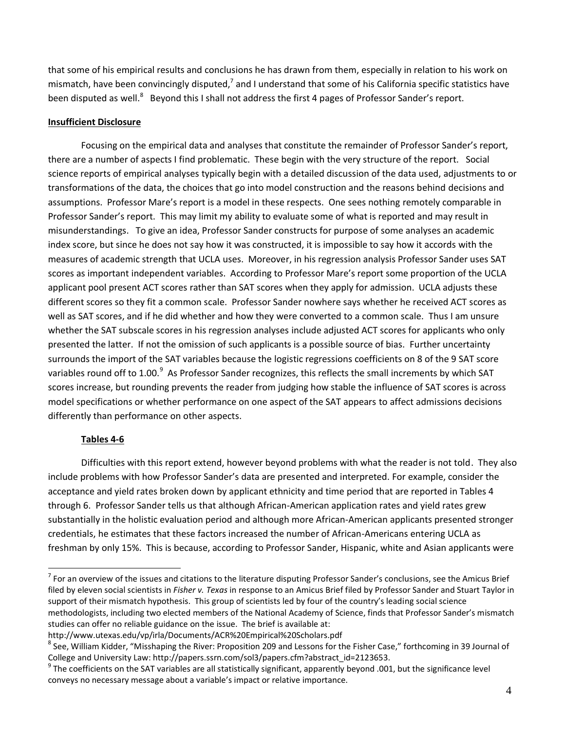that some of his empirical results and conclusions he has drawn from them, especially in relation to his work on mismatch, have been convincingly disputed,[7] and I understand that some of his California specific statistics have been disputed as well.[8] Beyond this I shall not address the first 4 pages of Professor Sander's report.

**Insufficient Disclosure**

Focusing on the empirical data and analyses that constitute the remainder of Professor Sander's report, there are a number of aspects I find problematic. These begin with the very structure of the report. Social science reports of empirical analyses typically begin with a detailed discussion of the data used, adjustments to or transformations of the data, the choices that go into model construction and the reasons behind decisions and assumptions. Professor Mare's report is a model in these respects. One sees nothing remotely comparable in Professor Sander's report. This may limit my ability to evaluate some of what is reported and may result in misunderstandings. To give an idea, Professor Sander constructs for purpose of some analyses an academic index score, but since he does not say how it was constructed, it is impossible to say how it accords with the measures of academic strength that UCLA uses. Moreover, in his regression analysis Professor Sander uses SAT scores as important independent variables. According to Professor Mare's report some proportion of the UCLA applicant pool present ACT scores rather than SAT scores when they apply for admission. UCLA adjusts these different scores so they fit a common scale. Professor Sander nowhere says whether he received ACT scores as well as SAT scores, and if he did whether and how they were converted to a common scale. Thus I am unsure whether the SAT subscale scores in his regression analyses include adjusted ACT scores for applicants who only presented the latter. If not the omission of such applicants is a possible source of bias. Further uncertainty surrounds the import of the SAT variables because the logistic regressions coefficients on 8 of the 9 SAT score variables round off to 1.00.[9] As Professor Sander recognizes, this reflects the small increments by which SAT scores increase, but rounding prevents the reader from judging how stable the influence of SAT scores is across model specifications or whether performance on one aspect of the SAT appears to affect admissions decisions differently than performance on other aspects.

**Tables 4-6**

Difficulties with this report extend, however beyond problems with what the reader is not told. They also include problems with how Professor Sander's data are presented and interpreted. For example, consider the acceptance and yield rates broken down by applicant ethnicity and time period that are reported in Tables 4 through 6. Professor Sander tells us that although African-American application rates and yield rates grew substantially in the holistic evaluation period and although more African-American applicants presented stronger credentials, he estimates that these factors increased the number of African-Americans entering UCLA as freshman by only 15%. This is because, according to Professor Sander, Hispanic, white and Asian applicants were

---

[7] For an overview of the issues and citations to the literature disputing Professor Sander's conclusions, see the Amicus Brief filed by eleven social scientists in *Fisher v. Texas* in response to an Amicus Brief filed by Professor Sander and Stuart Taylor in support of their mismatch hypothesis. This group of scientists led by four of the country's leading social science methodologists, including two elected members of the National Academy of Science, finds that Professor Sander's mismatch studies can offer no reliable guidance on the issue. The brief is available at: http://www.utexas.edu/vp/irla/Documents/ACR%20Empirical%20Scholars.pdf

[8] See, William Kidder, "Misshaping the River: Proposition 209 and Lessons for the Fisher Case," forthcoming in 39 Journal of College and University Law: http://papers.ssrn.com/sol3/papers.cfm?abstract_id=2123653.

[9] The coefficients on the SAT variables are all statistically significant, apparently beyond .001, but the significance level conveys no necessary message about a variable's impact or relative importance.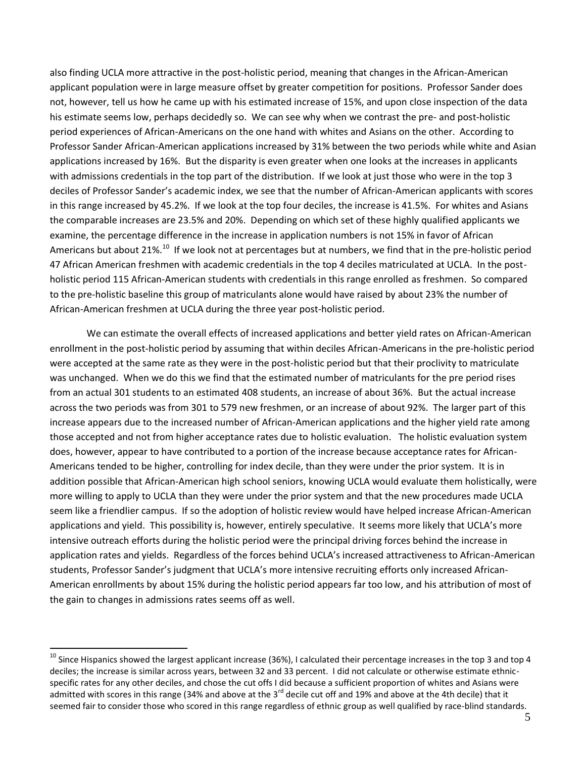also finding UCLA more attractive in the post-holistic period, meaning that changes in the African-American applicant population were in large measure offset by greater competition for positions. Professor Sander does not, however, tell us how he came up with his estimated increase of 15%, and upon close inspection of the data his estimate seems low, perhaps decidedly so. We can see why when we contrast the pre- and post-holistic period experiences of African-Americans on the one hand with whites and Asians on the other. According to Professor Sander African-American applications increased by 31% between the two periods while white and Asian applications increased by 16%. But the disparity is even greater when one looks at the increases in applicants with admissions credentials in the top part of the distribution. If we look at just those who were in the top 3 deciles of Professor Sander's academic index, we see that the number of African-American applicants with scores in this range increased by 45.2%. If we look at the top four deciles, the increase is 41.5%. For whites and Asians the comparable increases are 23.5% and 20%. Depending on which set of these highly qualified applicants we examine, the percentage difference in the increase in application numbers is not 15% in favor of African Americans but about 21%.[10] If we look not at percentages but at numbers, we find that in the pre-holistic period 47 African American freshmen with academic credentials in the top 4 deciles matriculated at UCLA. In the post-holistic period 115 African-American students with credentials in this range enrolled as freshmen. So compared to the pre-holistic baseline this group of matriculants alone would have raised by about 23% the number of African-American freshmen at UCLA during the three year post-holistic period.

We can estimate the overall effects of increased applications and better yield rates on African-American enrollment in the post-holistic period by assuming that within deciles African-Americans in the pre-holistic period were accepted at the same rate as they were in the post-holistic period but that their proclivity to matriculate was unchanged. When we do this we find that the estimated number of matriculants for the pre period rises from an actual 301 students to an estimated 408 students, an increase of about 36%. But the actual increase across the two periods was from 301 to 579 new freshmen, or an increase of about 92%. The larger part of this increase appears due to the increased number of African-American applications and the higher yield rate among those accepted and not from higher acceptance rates due to holistic evaluation. The holistic evaluation system does, however, appear to have contributed to a portion of the increase because acceptance rates for African-Americans tended to be higher, controlling for index decile, than they were under the prior system. It is in addition possible that African-American high school seniors, knowing UCLA would evaluate them holistically, were more willing to apply to UCLA than they were under the prior system and that the new procedures made UCLA seem like a friendlier campus. If so the adoption of holistic review would have helped increase African-American applications and yield. This possibility is, however, entirely speculative. It seems more likely that UCLA's more intensive outreach efforts during the holistic period were the principal driving forces behind the increase in application rates and yields. Regardless of the forces behind UCLA's increased attractiveness to African-American students, Professor Sander's judgment that UCLA's more intensive recruiting efforts only increased African-American enrollments by about 15% during the holistic period appears far too low, and his attribution of most of the gain to changes in admissions rates seems off as well.

---

[10] Since Hispanics showed the largest applicant increase (36%), I calculated their percentage increases in the top 3 and top 4 deciles; the increase is similar across years, between 32 and 33 percent. I did not calculate or otherwise estimate ethnic-specific rates for any other deciles, and chose the cut offs I did because a sufficient proportion of whites and Asians were admitted with scores in this range (34% and above at the 3rd decile cut off and 19% and above at the 4th decile) that it seemed fair to consider those who scored in this range regardless of ethnic group as well qualified by race-blind standards.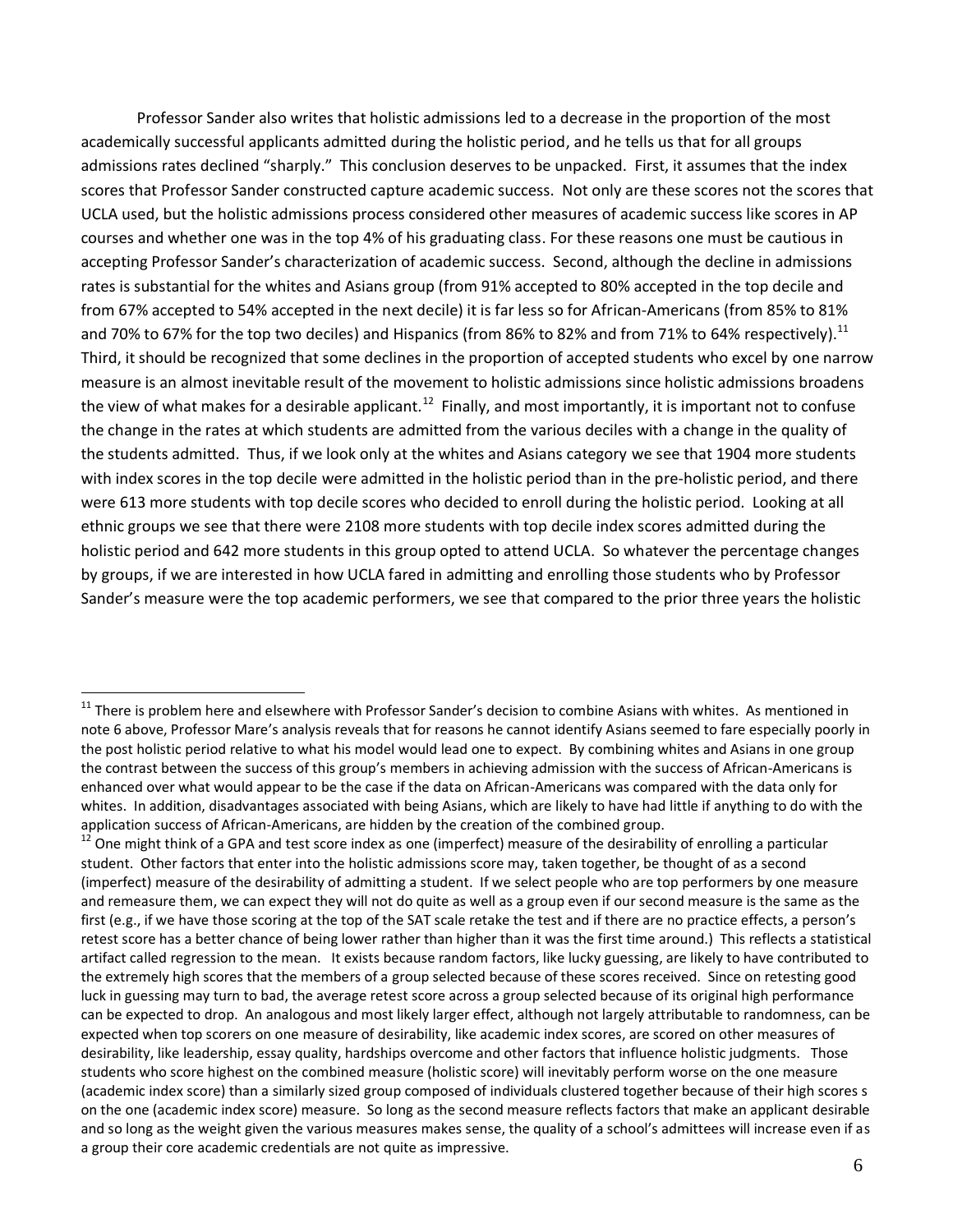Professor Sander also writes that holistic admissions led to a decrease in the proportion of the most academically successful applicants admitted during the holistic period, and he tells us that for all groups admissions rates declined "sharply." This conclusion deserves to be unpacked. First, it assumes that the index scores that Professor Sander constructed capture academic success. Not only are these scores not the scores that UCLA used, but the holistic admissions process considered other measures of academic success like scores in AP courses and whether one was in the top 4% of his graduating class. For these reasons one must be cautious in accepting Professor Sander's characterization of academic success. Second, although the decline in admissions rates is substantial for the whites and Asians group (from 91% accepted to 80% accepted in the top decile and from 67% accepted to 54% accepted in the next decile) it is far less so for African-Americans (from 85% to 81% and 70% to 67% for the top two deciles) and Hispanics (from 86% to 82% and from 71% to 64% respectively).[11] Third, it should be recognized that some declines in the proportion of accepted students who excel by one narrow measure is an almost inevitable result of the movement to holistic admissions since holistic admissions broadens the view of what makes for a desirable applicant.[12] Finally, and most importantly, it is important not to confuse the change in the rates at which students are admitted from the various deciles with a change in the quality of the students admitted. Thus, if we look only at the whites and Asians category we see that 1904 more students with index scores in the top decile were admitted in the holistic period than in the pre-holistic period, and there were 613 more students with top decile scores who decided to enroll during the holistic period. Looking at all ethnic groups we see that there were 2108 more students with top decile index scores admitted during the holistic period and 642 more students in this group opted to attend UCLA. So whatever the percentage changes by groups, if we are interested in how UCLA fared in admitting and enrolling those students who by Professor Sander's measure were the top academic performers, we see that compared to the prior three years the holistic

[11] There is problem here and elsewhere with Professor Sander's decision to combine Asians with whites. As mentioned in note 6 above, Professor Mare's analysis reveals that for reasons he cannot identify Asians seemed to fare especially poorly in the post holistic period relative to what his model would lead one to expect. By combining whites and Asians in one group the contrast between the success of this group's members in achieving admission with the success of African-Americans is enhanced over what would appear to be the case if the data on African-Americans was compared with the data only for whites. In addition, disadvantages associated with being Asians, which are likely to have had little if anything to do with the application success of African-Americans, are hidden by the creation of the combined group.

[12] One might think of a GPA and test score index as one (imperfect) measure of the desirability of enrolling a particular student. Other factors that enter into the holistic admissions score may, taken together, be thought of as a second (imperfect) measure of the desirability of admitting a student. If we select people who are top performers by one measure and remeasure them, we can expect they will not do quite as well as a group even if our second measure is the same as the first (e.g., if we have those scoring at the top of the SAT scale retake the test and if there are no practice effects, a person's retest score has a better chance of being lower rather than higher than it was the first time around.) This reflects a statistical artifact called regression to the mean. It exists because random factors, like lucky guessing, are likely to have contributed to the extremely high scores that the members of a group selected because of these scores received. Since on retesting good luck in guessing may turn to bad, the average retest score across a group selected because of its original high performance can be expected to drop. An analogous and most likely larger effect, although not largely attributable to randomness, can be expected when top scorers on one measure of desirability, like academic index scores, are scored on other measures of desirability, like leadership, essay quality, hardships overcome and other factors that influence holistic judgments. Those students who score highest on the combined measure (holistic score) will inevitably perform worse on the one measure (academic index score) than a similarly sized group composed of individuals clustered together because of their high scores s on the one (academic index score) measure. So long as the second measure reflects factors that make an applicant desirable and so long as the weight given the various measures makes sense, the quality of a school's admittees will increase even if as a group their core academic credentials are not quite as impressive.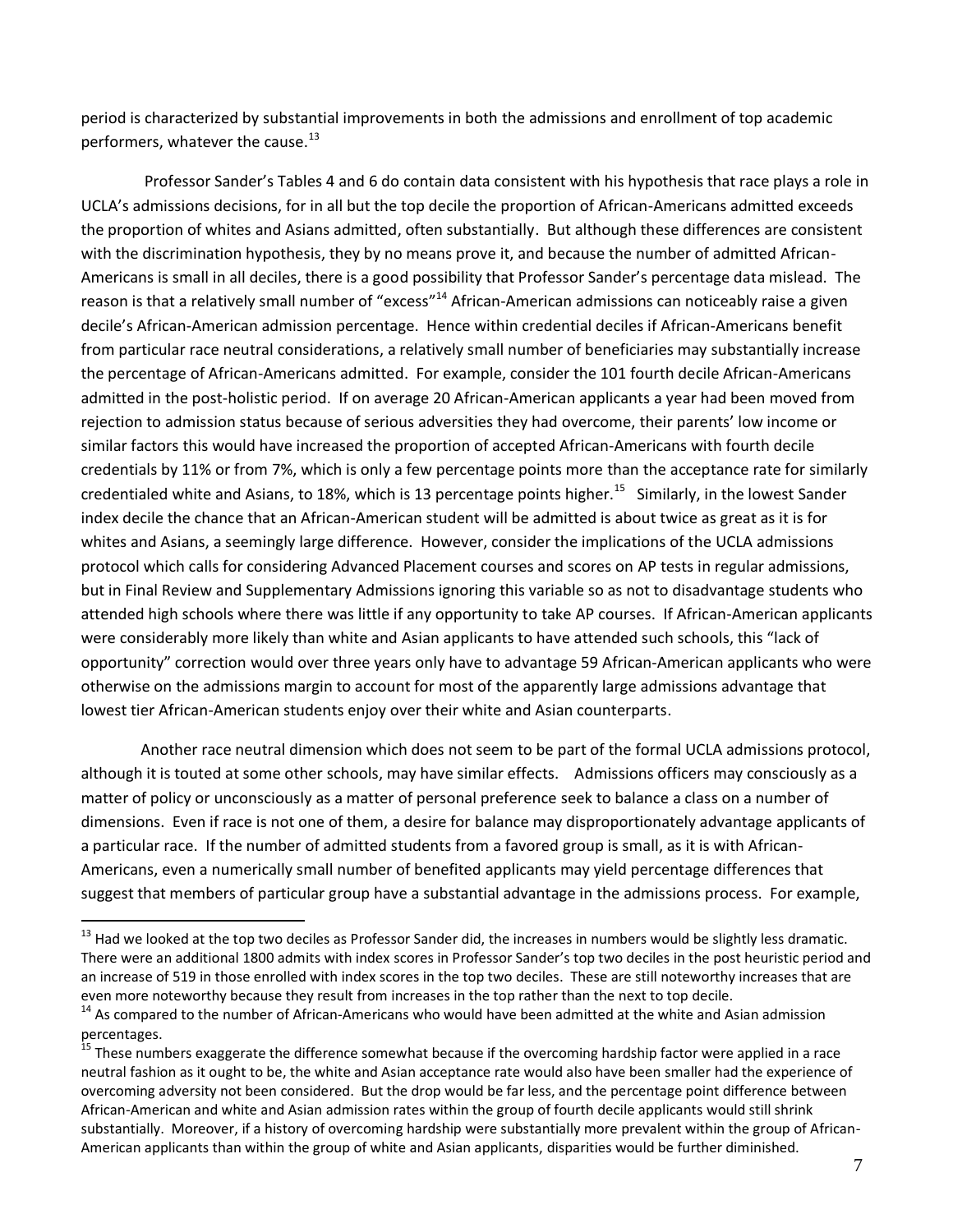period is characterized by substantial improvements in both the admissions and enrollment of top academic performers, whatever the cause.[13]

Professor Sander's Tables 4 and 6 do contain data consistent with his hypothesis that race plays a role in UCLA's admissions decisions, for in all but the top decile the proportion of African-Americans admitted exceeds the proportion of whites and Asians admitted, often substantially. But although these differences are consistent with the discrimination hypothesis, they by no means prove it, and because the number of admitted African-Americans is small in all deciles, there is a good possibility that Professor Sander's percentage data mislead. The reason is that a relatively small number of "excess"[14] African-American admissions can noticeably raise a given decile's African-American admission percentage. Hence within credential deciles if African-Americans benefit from particular race neutral considerations, a relatively small number of beneficiaries may substantially increase the percentage of African-Americans admitted. For example, consider the 101 fourth decile African-Americans admitted in the post-holistic period. If on average 20 African-American applicants a year had been moved from rejection to admission status because of serious adversities they had overcome, their parents' low income or similar factors this would have increased the proportion of accepted African-Americans with fourth decile credentials by 11% or from 7%, which is only a few percentage points more than the acceptance rate for similarly credentialed white and Asians, to 18%, which is 13 percentage points higher.[15] Similarly, in the lowest Sander index decile the chance that an African-American student will be admitted is about twice as great as it is for whites and Asians, a seemingly large difference. However, consider the implications of the UCLA admissions protocol which calls for considering Advanced Placement courses and scores on AP tests in regular admissions, but in Final Review and Supplementary Admissions ignoring this variable so as not to disadvantage students who attended high schools where there was little if any opportunity to take AP courses. If African-American applicants were considerably more likely than white and Asian applicants to have attended such schools, this "lack of opportunity" correction would over three years only have to advantage 59 African-American applicants who were otherwise on the admissions margin to account for most of the apparently large admissions advantage that lowest tier African-American students enjoy over their white and Asian counterparts.

Another race neutral dimension which does not seem to be part of the formal UCLA admissions protocol, although it is touted at some other schools, may have similar effects. Admissions officers may consciously as a matter of policy or unconsciously as a matter of personal preference seek to balance a class on a number of dimensions. Even if race is not one of them, a desire for balance may disproportionately advantage applicants of a particular race. If the number of admitted students from a favored group is small, as it is with African-Americans, even a numerically small number of benefited applicants may yield percentage differences that suggest that members of particular group have a substantial advantage in the admissions process. For example,

---

[13] Had we looked at the top two deciles as Professor Sander did, the increases in numbers would be slightly less dramatic. There were an additional 1800 admits with index scores in Professor Sander's top two deciles in the post heuristic period and an increase of 519 in those enrolled with index scores in the top two deciles. These are still noteworthy increases that are even more noteworthy because they result from increases in the top rather than the next to top decile.

[14] As compared to the number of African-Americans who would have been admitted at the white and Asian admission percentages.

[15] These numbers exaggerate the difference somewhat because if the overcoming hardship factor were applied in a race neutral fashion as it ought to be, the white and Asian acceptance rate would also have been smaller had the experience of overcoming adversity not been considered. But the drop would be far less, and the percentage point difference between African-American and white and Asian admission rates within the group of fourth decile applicants would still shrink substantially. Moreover, if a history of overcoming hardship were substantially more prevalent within the group of African-American applicants than within the group of white and Asian applicants, disparities would be further diminished.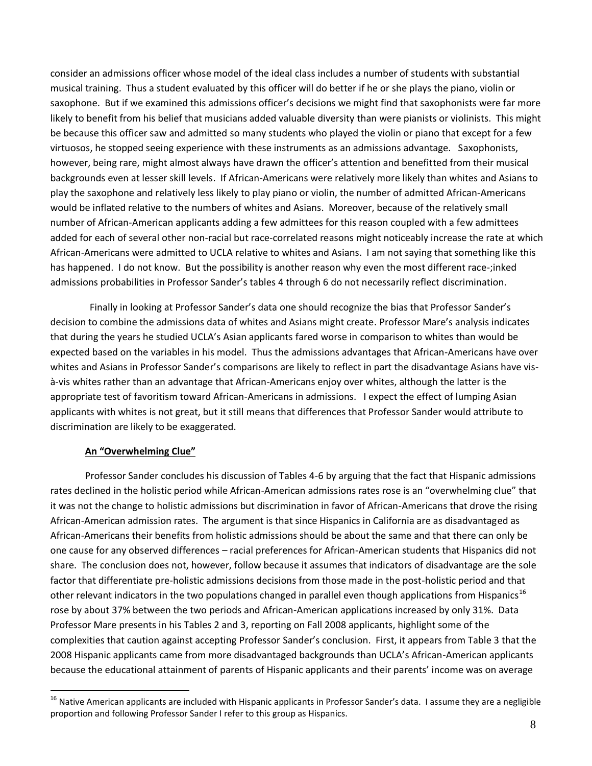consider an admissions officer whose model of the ideal class includes a number of students with substantial musical training. Thus a student evaluated by this officer will do better if he or she plays the piano, violin or saxophone. But if we examined this admissions officer's decisions we might find that saxophonists were far more likely to benefit from his belief that musicians added valuable diversity than were pianists or violinists. This might be because this officer saw and admitted so many students who played the violin or piano that except for a few virtuosos, he stopped seeing experience with these instruments as an admissions advantage. Saxophonists, however, being rare, might almost always have drawn the officer's attention and benefitted from their musical backgrounds even at lesser skill levels. If African-Americans were relatively more likely than whites and Asians to play the saxophone and relatively less likely to play piano or violin, the number of admitted African-Americans would be inflated relative to the numbers of whites and Asians. Moreover, because of the relatively small number of African-American applicants adding a few admittees for this reason coupled with a few admittees added for each of several other non-racial but race-correlated reasons might noticeably increase the rate at which African-Americans were admitted to UCLA relative to whites and Asians. I am not saying that something like this has happened. I do not know. But the possibility is another reason why even the most different race-;inked admissions probabilities in Professor Sander's tables 4 through 6 do not necessarily reflect discrimination.

Finally in looking at Professor Sander's data one should recognize the bias that Professor Sander's decision to combine the admissions data of whites and Asians might create. Professor Mare's analysis indicates that during the years he studied UCLA's Asian applicants fared worse in comparison to whites than would be expected based on the variables in his model. Thus the admissions advantages that African-Americans have over whites and Asians in Professor Sander's comparisons are likely to reflect in part the disadvantage Asians have vis-à-vis whites rather than an advantage that African-Americans enjoy over whites, although the latter is the appropriate test of favoritism toward African-Americans in admissions. I expect the effect of lumping Asian applicants with whites is not great, but it still means that differences that Professor Sander would attribute to discrimination are likely to be exaggerated.

**An "Overwhelming Clue"**

Professor Sander concludes his discussion of Tables 4-6 by arguing that the fact that Hispanic admissions rates declined in the holistic period while African-American admissions rates rose is an "overwhelming clue" that it was not the change to holistic admissions but discrimination in favor of African-Americans that drove the rising African-American admission rates. The argument is that since Hispanics in California are as disadvantaged as African-Americans their benefits from holistic admissions should be about the same and that there can only be one cause for any observed differences – racial preferences for African-American students that Hispanics did not share. The conclusion does not, however, follow because it assumes that indicators of disadvantage are the sole factor that differentiate pre-holistic admissions decisions from those made in the post-holistic period and that other relevant indicators in the two populations changed in parallel even though applications from Hispanics[16] rose by about 37% between the two periods and African-American applications increased by only 31%. Data Professor Mare presents in his Tables 2 and 3, reporting on Fall 2008 applicants, highlight some of the complexities that caution against accepting Professor Sander's conclusion. First, it appears from Table 3 that the 2008 Hispanic applicants came from more disadvantaged backgrounds than UCLA's African-American applicants because the educational attainment of parents of Hispanic applicants and their parents' income was on average

[16] Native American applicants are included with Hispanic applicants in Professor Sander's data. I assume they are a negligible proportion and following Professor Sander I refer to this group as Hispanics.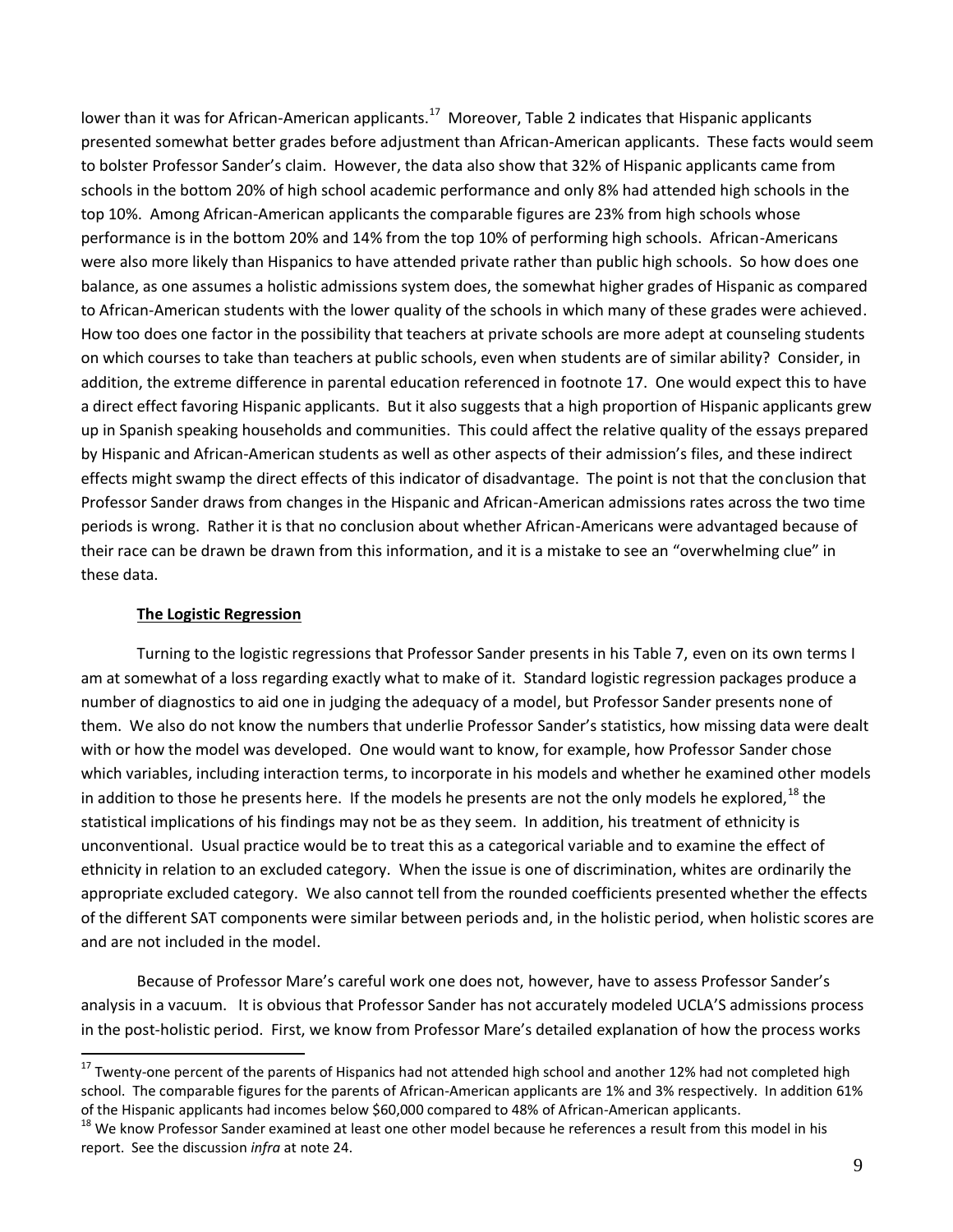lower than it was for African-American applicants.[17] Moreover, Table 2 indicates that Hispanic applicants presented somewhat better grades before adjustment than African-American applicants. These facts would seem to bolster Professor Sander's claim. However, the data also show that 32% of Hispanic applicants came from schools in the bottom 20% of high school academic performance and only 8% had attended high schools in the top 10%. Among African-American applicants the comparable figures are 23% from high schools whose performance is in the bottom 20% and 14% from the top 10% of performing high schools. African-Americans were also more likely than Hispanics to have attended private rather than public high schools. So how does one balance, as one assumes a holistic admissions system does, the somewhat higher grades of Hispanic as compared to African-American students with the lower quality of the schools in which many of these grades were achieved. How too does one factor in the possibility that teachers at private schools are more adept at counseling students on which courses to take than teachers at public schools, even when students are of similar ability? Consider, in addition, the extreme difference in parental education referenced in footnote 17. One would expect this to have a direct effect favoring Hispanic applicants. But it also suggests that a high proportion of Hispanic applicants grew up in Spanish speaking households and communities. This could affect the relative quality of the essays prepared by Hispanic and African-American students as well as other aspects of their admission's files, and these indirect effects might swamp the direct effects of this indicator of disadvantage. The point is not that the conclusion that Professor Sander draws from changes in the Hispanic and African-American admissions rates across the two time periods is wrong. Rather it is that no conclusion about whether African-Americans were advantaged because of their race can be drawn be drawn from this information, and it is a mistake to see an "overwhelming clue" in these data.

**The Logistic Regression**

Turning to the logistic regressions that Professor Sander presents in his Table 7, even on its own terms I am at somewhat of a loss regarding exactly what to make of it. Standard logistic regression packages produce a number of diagnostics to aid one in judging the adequacy of a model, but Professor Sander presents none of them. We also do not know the numbers that underlie Professor Sander's statistics, how missing data were dealt with or how the model was developed. One would want to know, for example, how Professor Sander chose which variables, including interaction terms, to incorporate in his models and whether he examined other models in addition to those he presents here. If the models he presents are not the only models he explored,[18] the statistical implications of his findings may not be as they seem. In addition, his treatment of ethnicity is unconventional. Usual practice would be to treat this as a categorical variable and to examine the effect of ethnicity in relation to an excluded category. When the issue is one of discrimination, whites are ordinarily the appropriate excluded category. We also cannot tell from the rounded coefficients presented whether the effects of the different SAT components were similar between periods and, in the holistic period, when holistic scores are and are not included in the model.

Because of Professor Mare's careful work one does not, however, have to assess Professor Sander's analysis in a vacuum. It is obvious that Professor Sander has not accurately modeled UCLA'S admissions process in the post-holistic period. First, we know from Professor Mare's detailed explanation of how the process works

---

[17] Twenty-one percent of the parents of Hispanics had not attended high school and another 12% had not completed high school. The comparable figures for the parents of African-American applicants are 1% and 3% respectively. In addition 61% of the Hispanic applicants had incomes below $60,000 compared to 48% of African-American applicants.

[18] We know Professor Sander examined at least one other model because he references a result from this model in his report. See the discussion *infra* at note 24.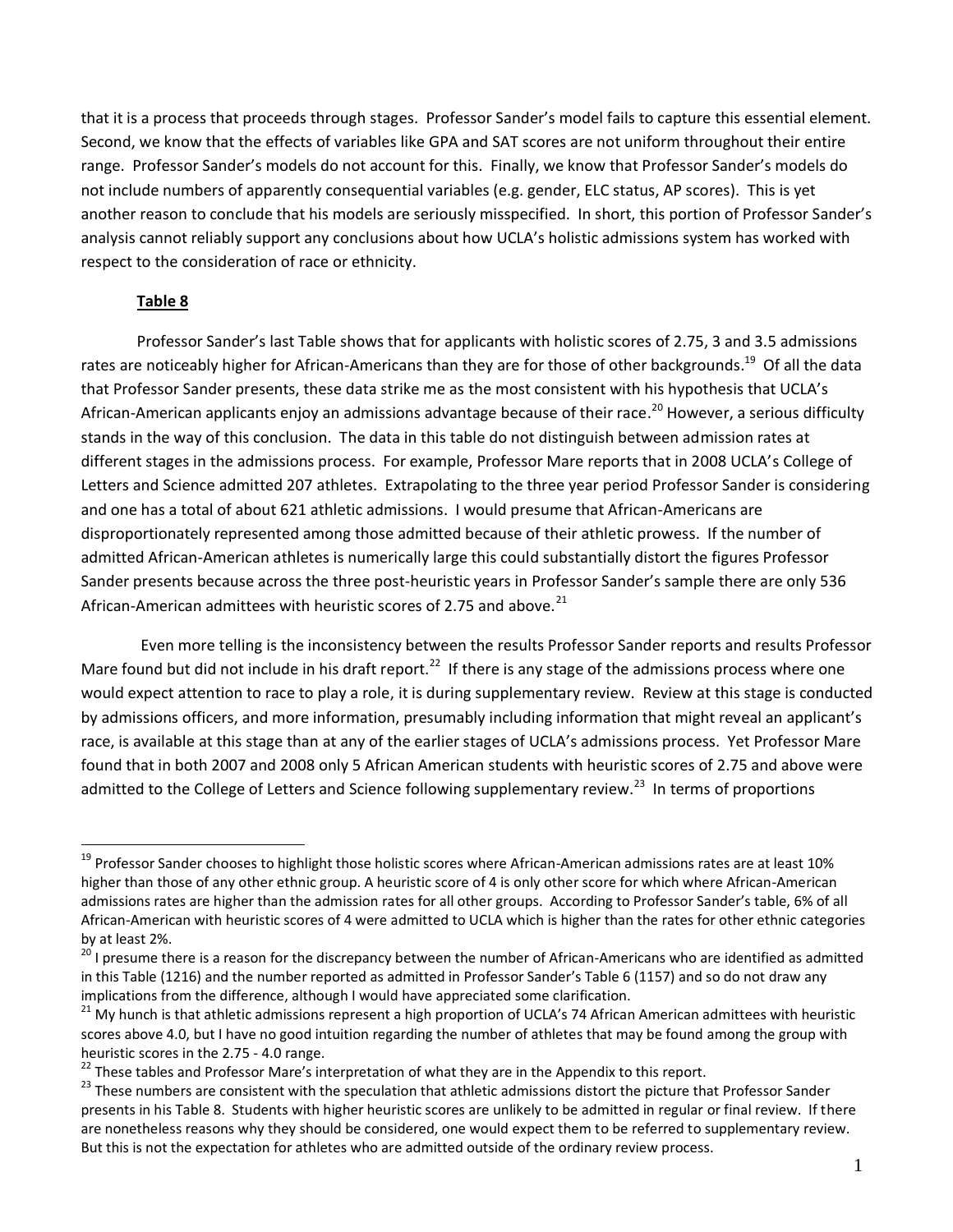that it is a process that proceeds through stages. Professor Sander's model fails to capture this essential element. Second, we know that the effects of variables like GPA and SAT scores are not uniform throughout their entire range. Professor Sander's models do not account for this. Finally, we know that Professor Sander's models do not include numbers of apparently consequential variables (e.g. gender, ELC status, AP scores). This is yet another reason to conclude that his models are seriously misspecified. In short, this portion of Professor Sander's analysis cannot reliably support any conclusions about how UCLA's holistic admissions system has worked with respect to the consideration of race or ethnicity.

**Table 8**

Professor Sander's last Table shows that for applicants with holistic scores of 2.75, 3 and 3.5 admissions rates are noticeably higher for African-Americans than they are for those of other backgrounds.[19] Of all the data that Professor Sander presents, these data strike me as the most consistent with his hypothesis that UCLA's African-American applicants enjoy an admissions advantage because of their race.[20] However, a serious difficulty stands in the way of this conclusion. The data in this table do not distinguish between admission rates at different stages in the admissions process. For example, Professor Mare reports that in 2008 UCLA's College of Letters and Science admitted 207 athletes. Extrapolating to the three year period Professor Sander is considering and one has a total of about 621 athletic admissions. I would presume that African-Americans are disproportionately represented among those admitted because of their athletic prowess. If the number of admitted African-American athletes is numerically large this could substantially distort the figures Professor Sander presents because across the three post-heuristic years in Professor Sander's sample there are only 536 African-American admittees with heuristic scores of 2.75 and above.[21]

Even more telling is the inconsistency between the results Professor Sander reports and results Professor Mare found but did not include in his draft report.[22] If there is any stage of the admissions process where one would expect attention to race to play a role, it is during supplementary review. Review at this stage is conducted by admissions officers, and more information, presumably including information that might reveal an applicant's race, is available at this stage than at any of the earlier stages of UCLA's admissions process. Yet Professor Mare found that in both 2007 and 2008 only 5 African American students with heuristic scores of 2.75 and above were admitted to the College of Letters and Science following supplementary review.[23] In terms of proportions

---

[19] Professor Sander chooses to highlight those holistic scores where African-American admissions rates are at least 10% higher than those of any other ethnic group. A heuristic score of 4 is only other score for which where African-American admissions rates are higher than the admission rates for all other groups. According to Professor Sander's table, 6% of all African-American with heuristic scores of 4 were admitted to UCLA which is higher than the rates for other ethnic categories by at least 2%.

[20] I presume there is a reason for the discrepancy between the number of African-Americans who are identified as admitted in this Table (1216) and the number reported as admitted in Professor Sander's Table 6 (1157) and so do not draw any implications from the difference, although I would have appreciated some clarification.

[21] My hunch is that athletic admissions represent a high proportion of UCLA's 74 African American admittees with heuristic scores above 4.0, but I have no good intuition regarding the number of athletes that may be found among the group with heuristic scores in the 2.75 - 4.0 range.

[22] These tables and Professor Mare's interpretation of what they are in the Appendix to this report.

[23] These numbers are consistent with the speculation that athletic admissions distort the picture that Professor Sander presents in his Table 8. Students with higher heuristic scores are unlikely to be admitted in regular or final review. If there are nonetheless reasons why they should be considered, one would expect them to be referred to supplementary review. But this is not the expectation for athletes who are admitted outside of the ordinary review process.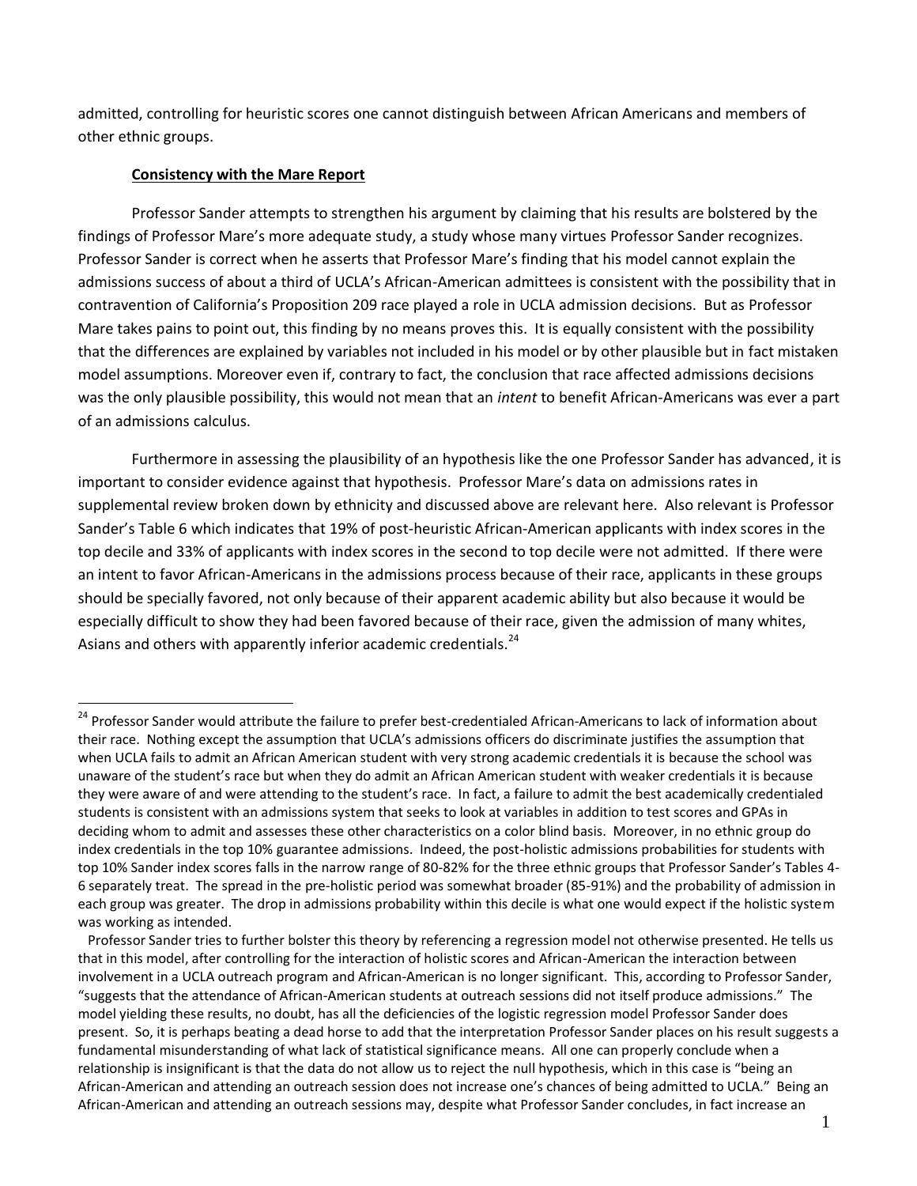admitted, controlling for heuristic scores one cannot distinguish between African Americans and members of other ethnic groups.

**Consistency with the Mare Report**

Professor Sander attempts to strengthen his argument by claiming that his results are bolstered by the findings of Professor Mare's more adequate study, a study whose many virtues Professor Sander recognizes. Professor Sander is correct when he asserts that Professor Mare's finding that his model cannot explain the admissions success of about a third of UCLA's African-American admittees is consistent with the possibility that in contravention of California's Proposition 209 race played a role in UCLA admission decisions. But as Professor Mare takes pains to point out, this finding by no means proves this. It is equally consistent with the possibility that the differences are explained by variables not included in his model or by other plausible but in fact mistaken model assumptions. Moreover even if, contrary to fact, the conclusion that race affected admissions decisions was the only plausible possibility, this would not mean that an *intent* to benefit African-Americans was ever a part of an admissions calculus.

Furthermore in assessing the plausibility of an hypothesis like the one Professor Sander has advanced, it is important to consider evidence against that hypothesis. Professor Mare's data on admissions rates in supplemental review broken down by ethnicity and discussed above are relevant here. Also relevant is Professor Sander's Table 6 which indicates that 19% of post-heuristic African-American applicants with index scores in the top decile and 33% of applicants with index scores in the second to top decile were not admitted. If there were an intent to favor African-Americans in the admissions process because of their race, applicants in these groups should be specially favored, not only because of their apparent academic ability but also because it would be especially difficult to show they had been favored because of their race, given the admission of many whites, Asians and others with apparently inferior academic credentials.[24]

---

[24] Professor Sander would attribute the failure to prefer best-credentialed African-Americans to lack of information about their race. Nothing except the assumption that UCLA's admissions officers do discriminate justifies the assumption that when UCLA fails to admit an African American student with very strong academic credentials it is because the school was unaware of the student's race but when they do admit an African American student with weaker credentials it is because they were aware of and were attending to the student's race. In fact, a failure to admit the best academically credentialed students is consistent with an admissions system that seeks to look at variables in addition to test scores and GPAs in deciding whom to admit and assesses these other characteristics on a color blind basis. Moreover, in no ethnic group do index credentials in the top 10% guarantee admissions. Indeed, the post-holistic admissions probabilities for students with top 10% Sander index scores falls in the narrow range of 80-82% for the three ethnic groups that Professor Sander's Tables 4-6 separately treat. The spread in the pre-holistic period was somewhat broader (85-91%) and the probability of admission in each group was greater. The drop in admissions probability within this decile is what one would expect if the holistic system was working as intended.

Professor Sander tries to further bolster this theory by referencing a regression model not otherwise presented. He tells us that in this model, after controlling for the interaction of holistic scores and African-American the interaction between involvement in a UCLA outreach program and African-American is no longer significant. This, according to Professor Sander, "suggests that the attendance of African-American students at outreach sessions did not itself produce admissions." The model yielding these results, no doubt, has all the deficiencies of the logistic regression model Professor Sander does present. So, it is perhaps beating a dead horse to add that the interpretation Professor Sander places on his result suggests a fundamental misunderstanding of what lack of statistical significance means. All one can properly conclude when a relationship is insignificant is that the data do not allow us to reject the null hypothesis, which in this case is "being an African-American and attending an outreach session does not increase one's chances of being admitted to UCLA." Being an African-American and attending an outreach sessions may, despite what Professor Sander concludes, in fact increase an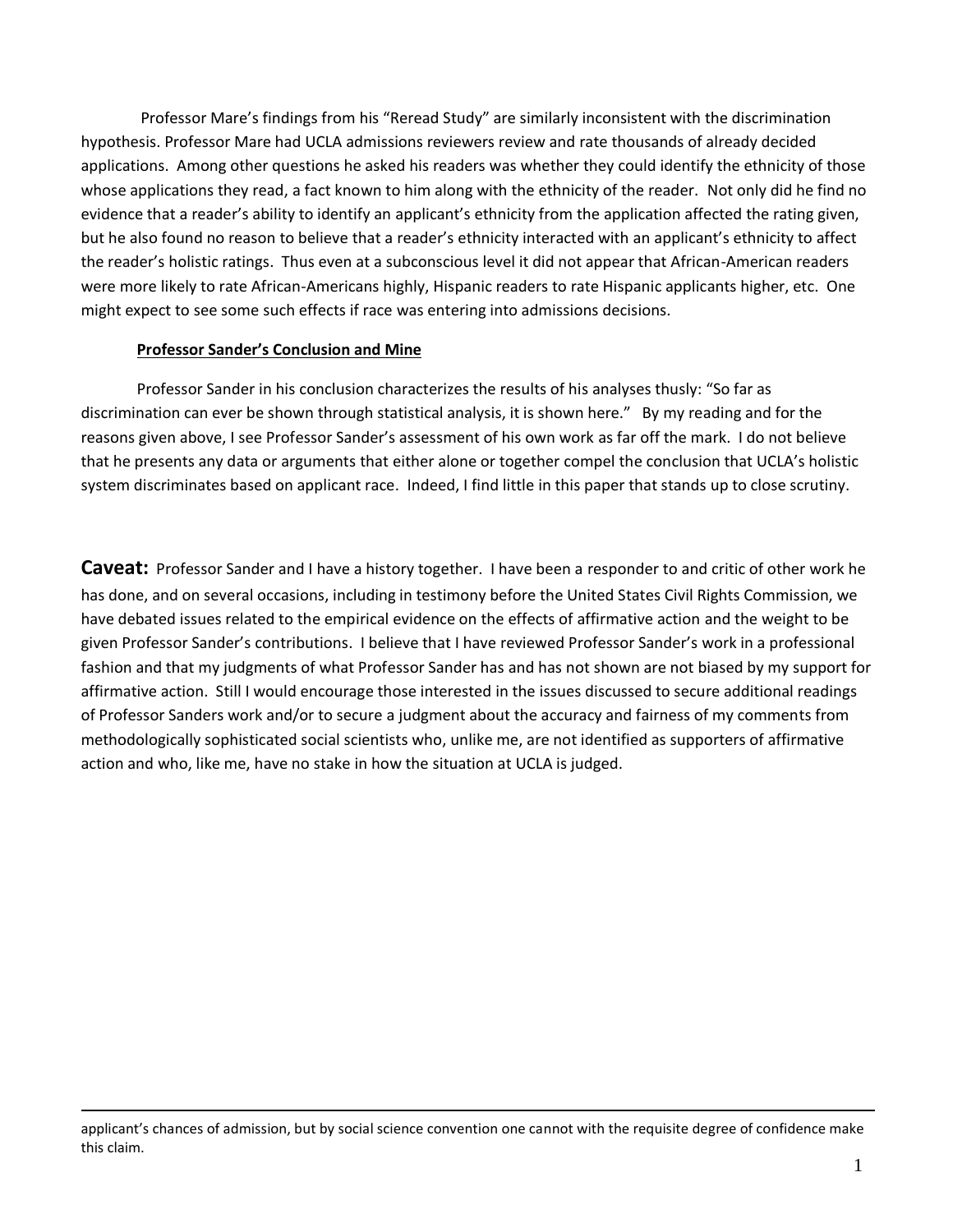Professor Mare's findings from his "Reread Study" are similarly inconsistent with the discrimination hypothesis. Professor Mare had UCLA admissions reviewers review and rate thousands of already decided applications. Among other questions he asked his readers was whether they could identify the ethnicity of those whose applications they read, a fact known to him along with the ethnicity of the reader. Not only did he find no evidence that a reader's ability to identify an applicant's ethnicity from the application affected the rating given, but he also found no reason to believe that a reader's ethnicity interacted with an applicant's ethnicity to affect the reader's holistic ratings. Thus even at a subconscious level it did not appear that African-American readers were more likely to rate African-Americans highly, Hispanic readers to rate Hispanic applicants higher, etc. One might expect to see some such effects if race was entering into admissions decisions.

**Professor Sander's Conclusion and Mine**

Professor Sander in his conclusion characterizes the results of his analyses thusly: "So far as discrimination can ever be shown through statistical analysis, it is shown here." By my reading and for the reasons given above, I see Professor Sander's assessment of his own work as far off the mark. I do not believe that he presents any data or arguments that either alone or together compel the conclusion that UCLA's holistic system discriminates based on applicant race. Indeed, I find little in this paper that stands up to close scrutiny.

**Caveat:** Professor Sander and I have a history together. I have been a responder to and critic of other work he has done, and on several occasions, including in testimony before the United States Civil Rights Commission, we have debated issues related to the empirical evidence on the effects of affirmative action and the weight to be given Professor Sander's contributions. I believe that I have reviewed Professor Sander's work in a professional fashion and that my judgments of what Professor Sander has and has not shown are not biased by my support for affirmative action. Still I would encourage those interested in the issues discussed to secure additional readings of Professor Sanders work and/or to secure a judgment about the accuracy and fairness of my comments from methodologically sophisticated social scientists who, unlike me, are not identified as supporters of affirmative action and who, like me, have no stake in how the situation at UCLA is judged.

---

applicant's chances of admission, but by social science convention one cannot with the requisite degree of confidence make this claim.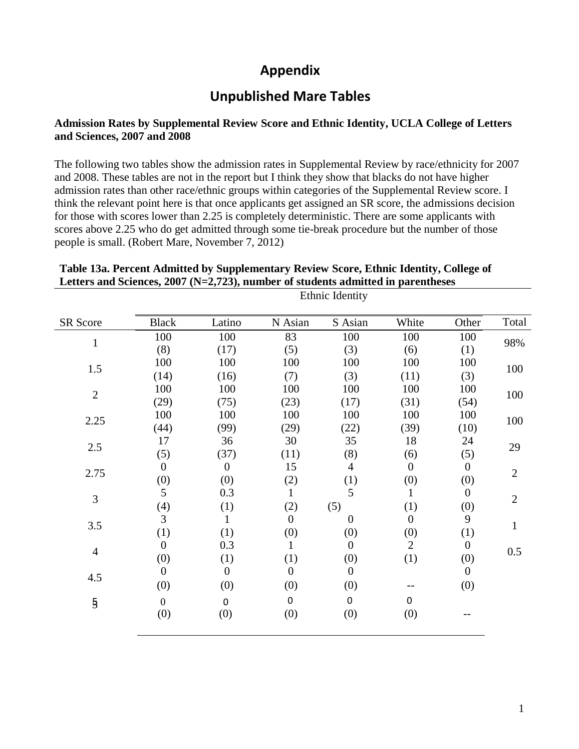# Appendix

## Unpublished Mare Tables

**Admission Rates by Supplemental Review Score and Ethnic Identity, UCLA College of Letters and Sciences, 2007 and 2008**

The following two tables show the admission rates in Supplemental Review by race/ethnicity for 2007 and 2008. These tables are not in the report but I think they show that blacks do not have higher admission rates than other race/ethnic groups within categories of the Supplemental Review score. I think the relevant point here is that once applicants get assigned an SR score, the admissions decision for those with scores lower than 2.25 is completely deterministic. There are some applicants with scores above 2.25 who do get admitted through some tie-break procedure but the number of those people is small. (Robert Mare, November 7, 2012)

**Table 13a. Percent Admitted by Supplementary Review Score, Ethnic Identity, College of Letters and Sciences, 2007 (N=2,723), number of students admitted in parentheses**

| | Ethnic Identity | | | | | | |
|---|---|---|---|---|---|---|---|
| SR Score | Black | Latino | N Asian | S Asian | White | Other | Total |
| 1 | 100 (8) | 100 (17) | 83 (5) | 100 (3) | 100 (6) | 100 (1) | 98% |
| 1.5 | 100 (14) | 100 (16) | 100 (7) | 100 (3) | 100 (11) | 100 (3) | 100 |
| 2 | 100 (29) | 100 (75) | 100 (23) | 100 (17) | 100 (31) | 100 (54) | 100 |
| 2.25 | 100 (44) | 100 (99) | 100 (29) | 100 (22) | 100 (39) | 100 (10) | 100 |
| 2.5 | 17 (5) | 36 (37) | 30 (11) | 35 (8) | 18 (6) | 24 (5) | 29 |
| 2.75 | 0 (0) | 0 (0) | 15 (2) | 4 (1) | 0 (0) | 0 (0) | 2 |
| 3 | 5 (4) | 0.3 (1) | 1 (2) | 5 (5) | 1 (1) | 0 (0) | 2 |
| 3.5 | 3 (1) | 1 (1) | 0 (0) | 0 (0) | 0 (0) | 9 (1) | 1 |
| 4 | 0 (0) | 0.3 (1) | 1 (1) | 0 (0) | 2 (1) | 0 (0) | 0.5 |
| 4.5 | 0 (0) | 0 (0) | 0 (0) | 0 (0) | -- | 0 (0) | |
| 5 | 0 (0) | 0 (0) | 0 (0) | 0 (0) | 0 (0) | -- | |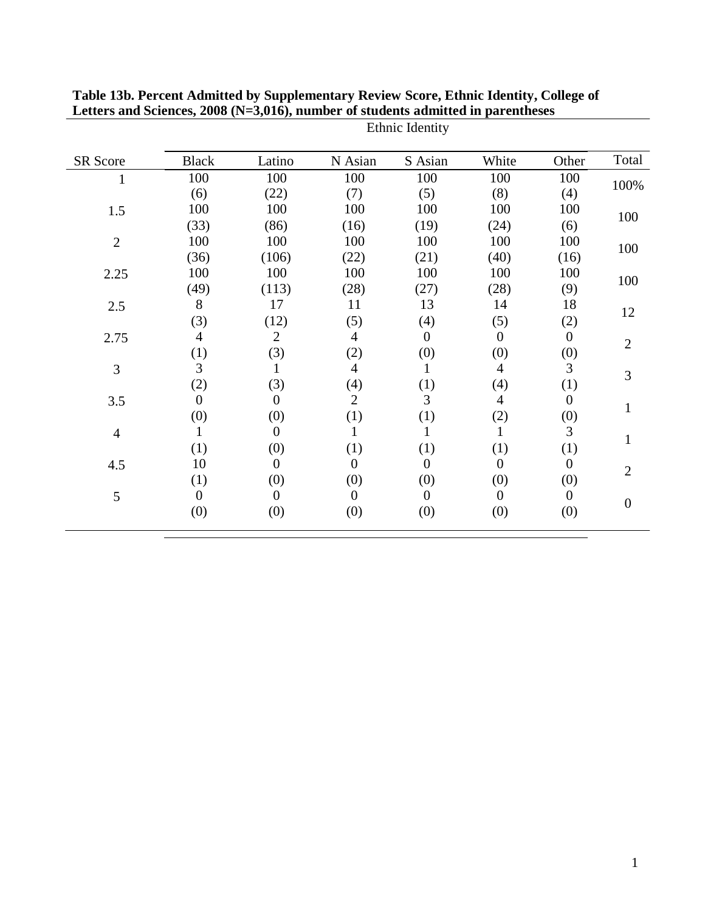**Table 13b. Percent Admitted by Supplementary Review Score, Ethnic Identity, College of Letters and Sciences, 2008 (N=3,016), number of students admitted in parentheses**

| | Ethnic Identity | | | | | | |
|---|---|---|---|---|---|---|---|
| SR Score | Black | Latino | N Asian | S Asian | White | Other | Total |
| 1 | 100 (6) | 100 (22) | 100 (7) | 100 (5) | 100 (8) | 100 (4) | 100% |
| 1.5 | 100 (33) | 100 (86) | 100 (16) | 100 (19) | 100 (24) | 100 (6) | 100 |
| 2 | 100 (36) | 100 (106) | 100 (22) | 100 (21) | 100 (40) | 100 (16) | 100 |
| 2.25 | 100 (49) | 100 (113) | 100 (28) | 100 (27) | 100 (28) | 100 (9) | 100 |
| 2.5 | 8 (3) | 17 (12) | 11 (5) | 13 (4) | 14 (5) | 18 (2) | 12 |
| 2.75 | 4 (1) | 2 (3) | 4 (2) | 0 (0) | 0 (0) | 0 (0) | 2 |
| 3 | 3 (2) | 1 (3) | 4 (4) | 1 (1) | 4 (4) | 3 (1) | 3 |
| 3.5 | 0 (0) | 0 (0) | 2 (1) | 3 (1) | 4 (2) | 0 (0) | 1 |
| 4 | 1 (1) | 0 (0) | 1 (1) | 1 (1) | 1 (1) | 3 (1) | 1 |
| 4.5 | 10 (1) | 0 (0) | 0 (0) | 0 (0) | 0 (0) | 0 (0) | 2 |
| 5 | 0 (0) | 0 (0) | 0 (0) | 0 (0) | 0 (0) | 0 (0) | 0 |